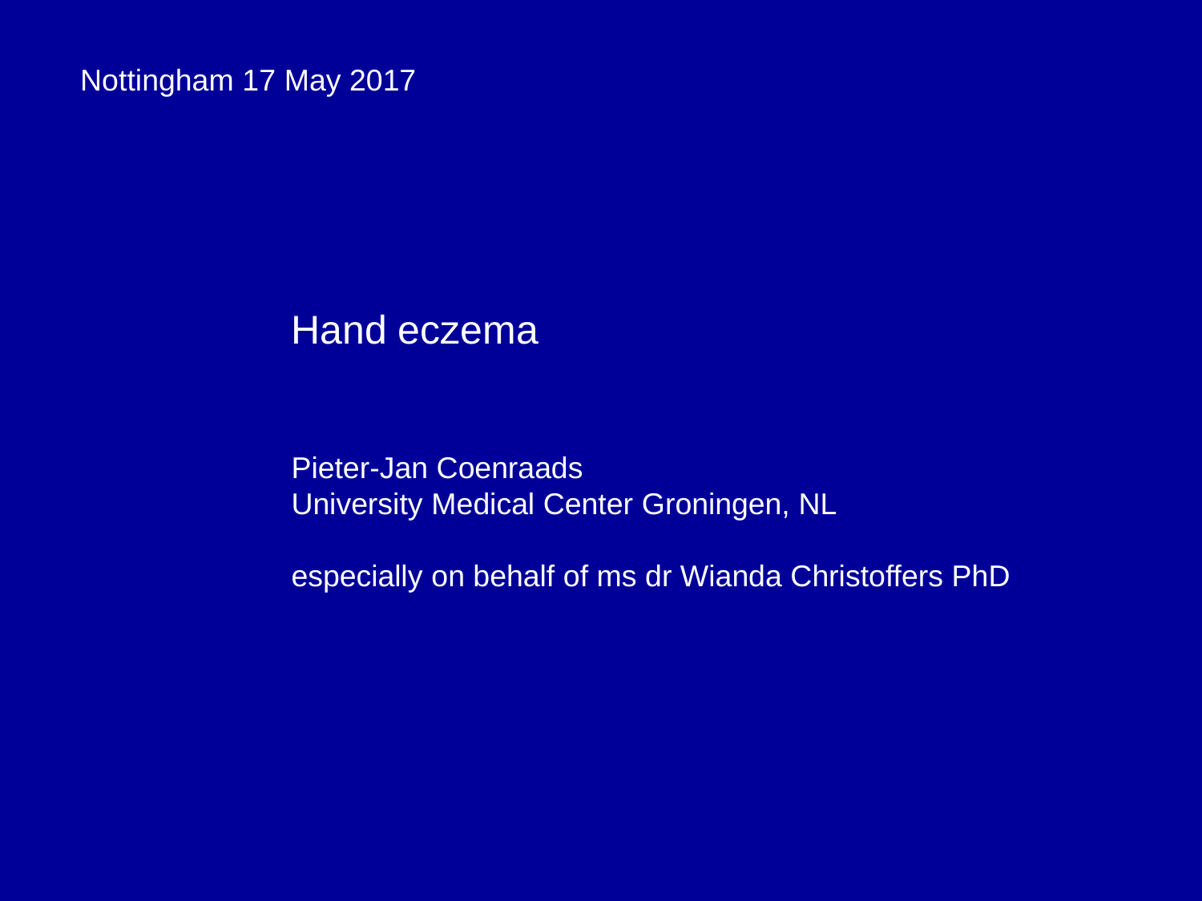Nottingham 17 May 2017

# Hand eczema

Pieter-Jan Coenraads
University Medical Center Groningen, NL

especially on behalf of ms dr Wianda Christoffers PhD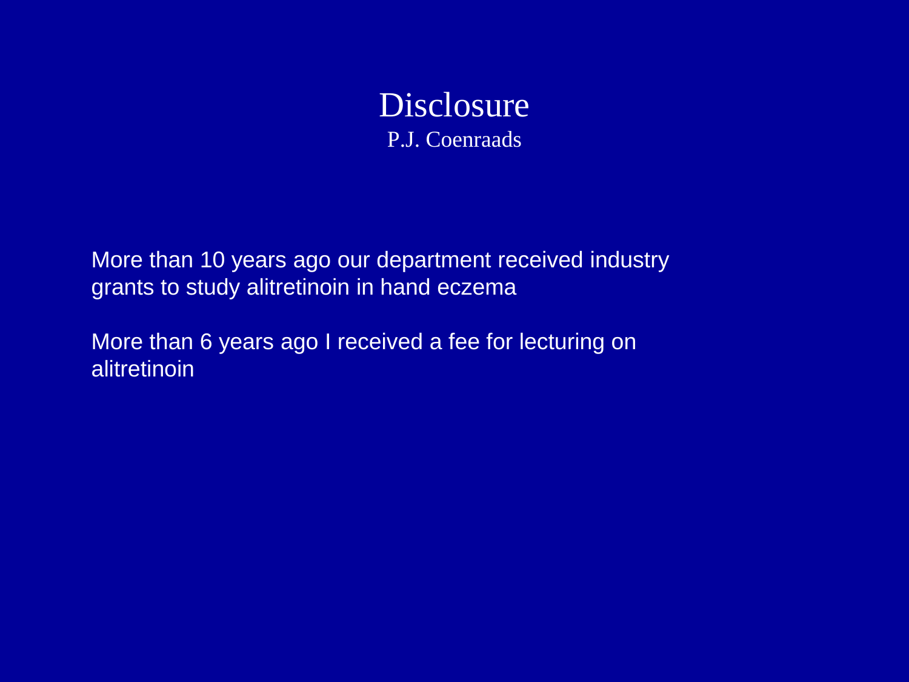# Disclosure

P.J. Coenraads

More than 10 years ago our department received industry grants to study alitretinoin in hand eczema

More than 6 years ago I received a fee for lecturing on alitretinoin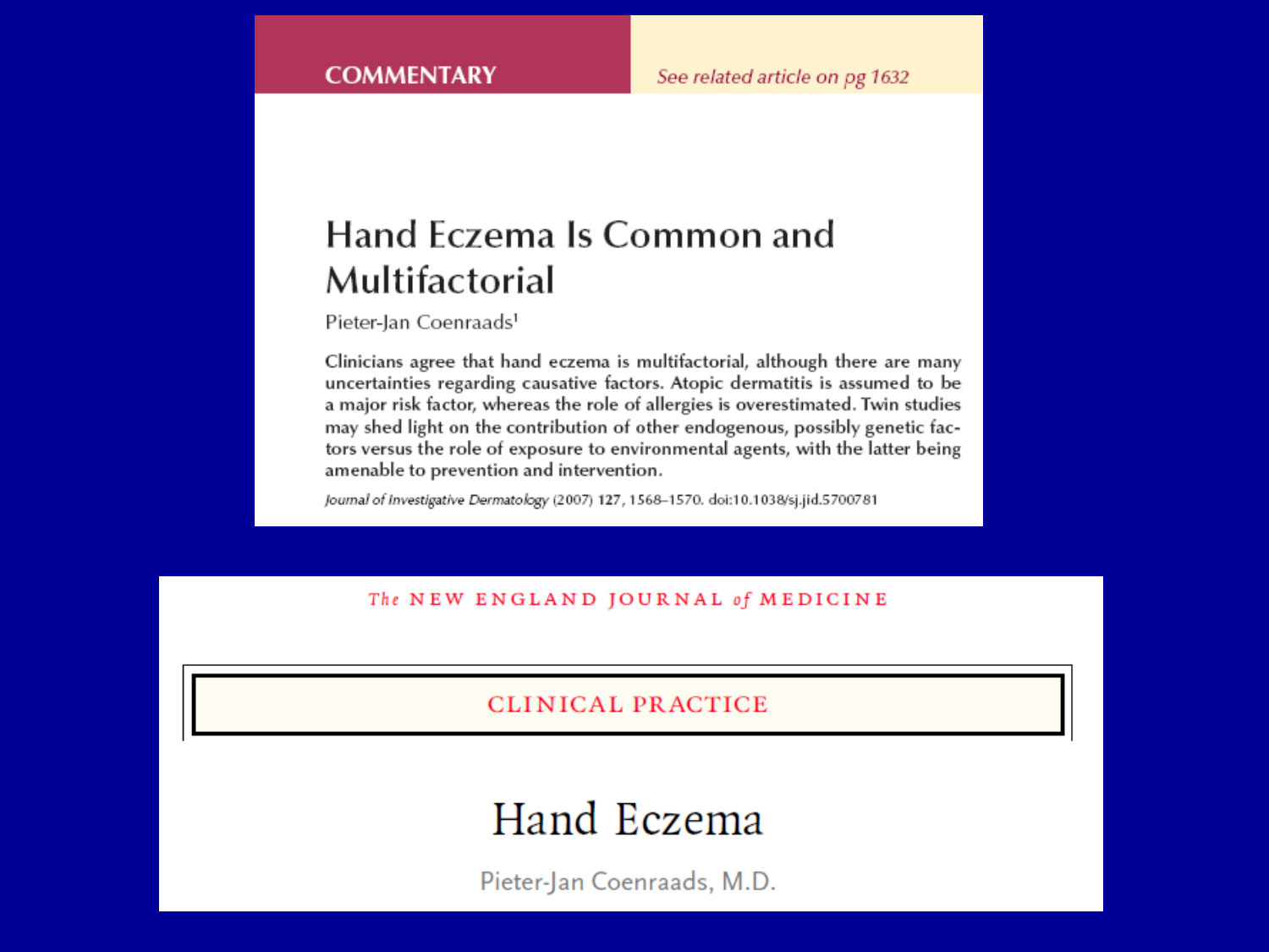COMMENTARY

*See related article on pg 1632*

# Hand Eczema Is Common and Multifactorial

Pieter-Jan Coenraads[1]

Clinicians agree that hand eczema is multifactorial, although there are many uncertainties regarding causative factors. Atopic dermatitis is assumed to be a major risk factor, whereas the role of allergies is overestimated. Twin studies may shed light on the contribution of other endogenous, possibly genetic factors versus the role of exposure to environmental agents, with the latter being amenable to prevention and intervention.

*Journal of Investigative Dermatology* (2007) **127**, 1568–1570. doi:10.1038/sj.jid.5700781

The NEW ENGLAND JOURNAL of MEDICINE

CLINICAL PRACTICE

# Hand Eczema

Pieter-Jan Coenraads, M.D.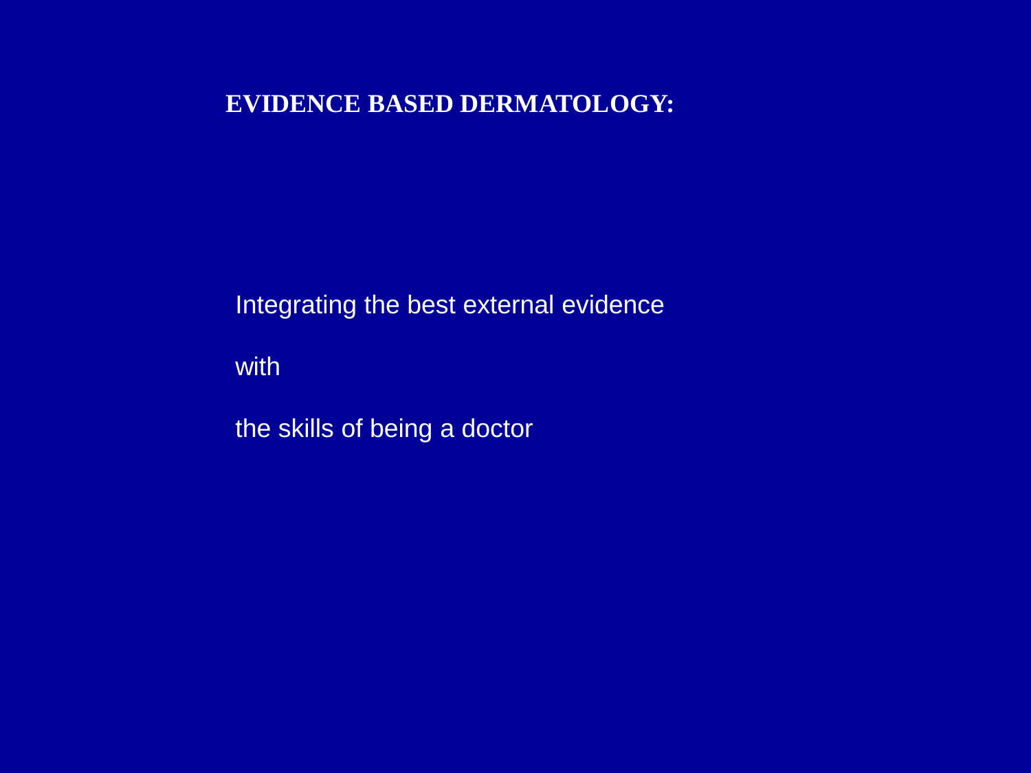## EVIDENCE BASED DERMATOLOGY:

Integrating the best external evidence

with

the skills of being a doctor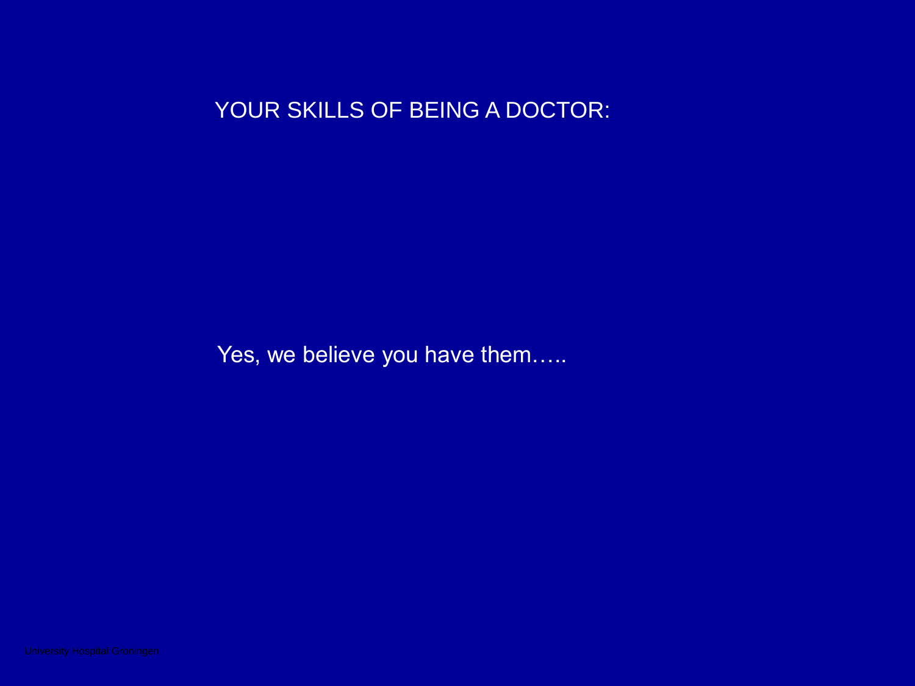# YOUR SKILLS OF BEING A DOCTOR:

Yes, we believe you have them…..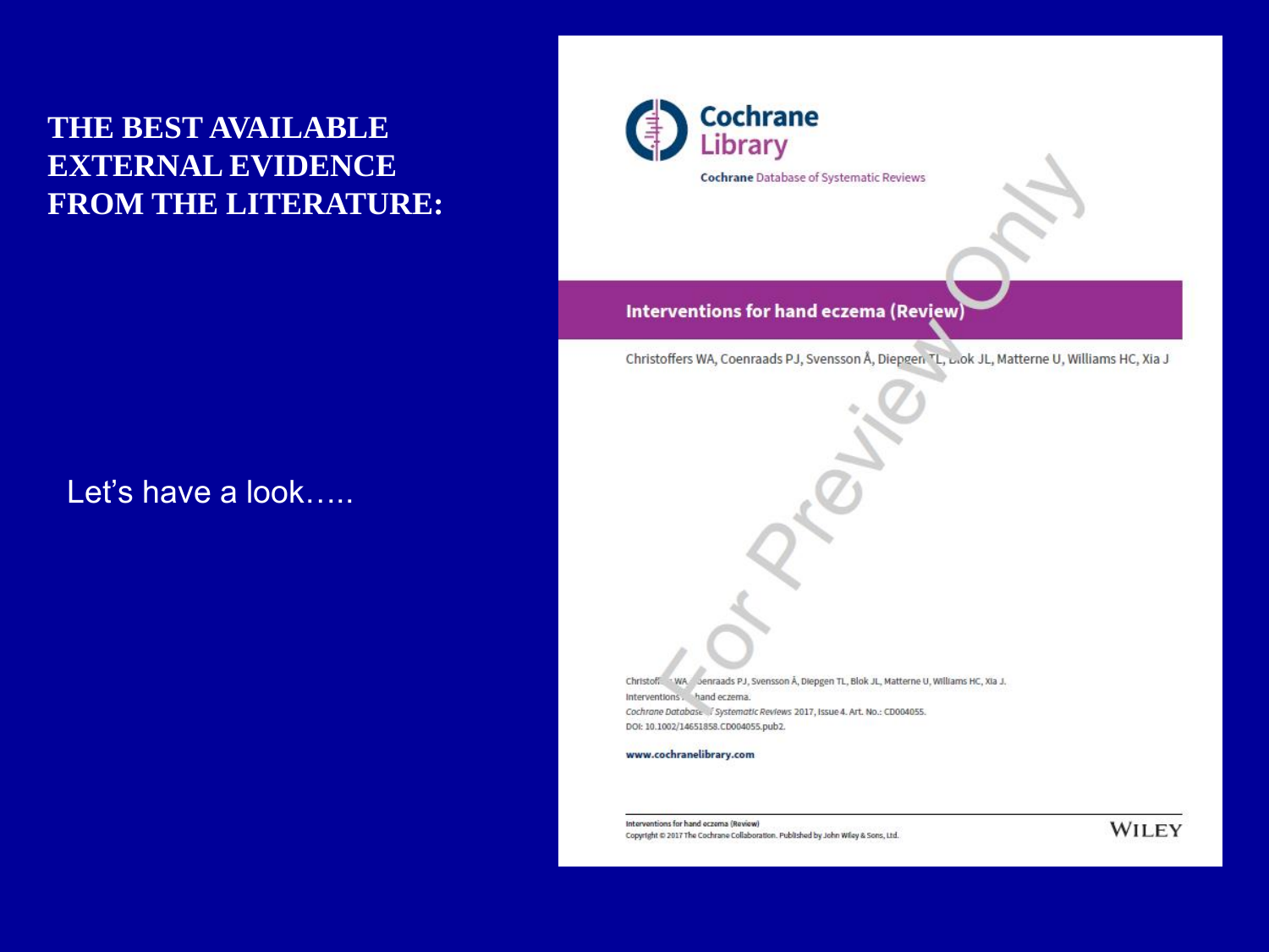# THE BEST AVAILABLE EXTERNAL EVIDENCE FROM THE LITERATURE:

Let's have a look…..

**Cochrane** Library

**Cochrane** Database of Systematic Reviews

## Interventions for hand eczema (Review)

Christoffers WA, Coenraads PJ, Svensson Å, Diepgen TL, Blok JL, Matterne U, Williams HC, Xia J

Christoffers WA, Coenraads PJ, Svensson Å, Diepgen TL, Blok JL, Matterne U, Williams HC, Xia J.
Interventions for hand eczema.
*Cochrane Database of Systematic Reviews* 2017, Issue 4. Art. No.: CD004055.
DOI: 10.1002/14651858.CD004055.pub2.

**www.cochranelibrary.com**

Interventions for hand eczema (Review)
Copyright © 2017 The Cochrane Collaboration. Published by John Wiley & Sons, Ltd.

WILEY

For Preview Only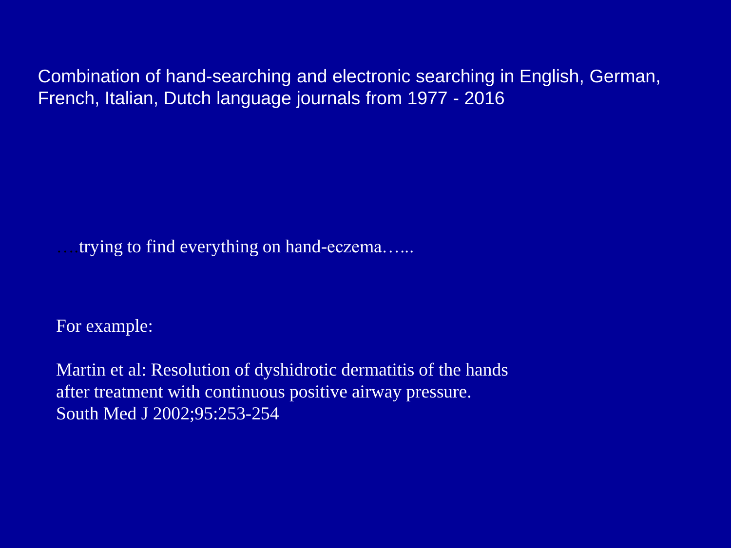Combination of hand-searching and electronic searching in English, German, French, Italian, Dutch language journals from 1977 - 2016

….trying to find everything on hand-eczema…...

For example:

Martin et al: Resolution of dyshidrotic dermatitis of the hands after treatment with continuous positive airway pressure. South Med J 2002;95:253-254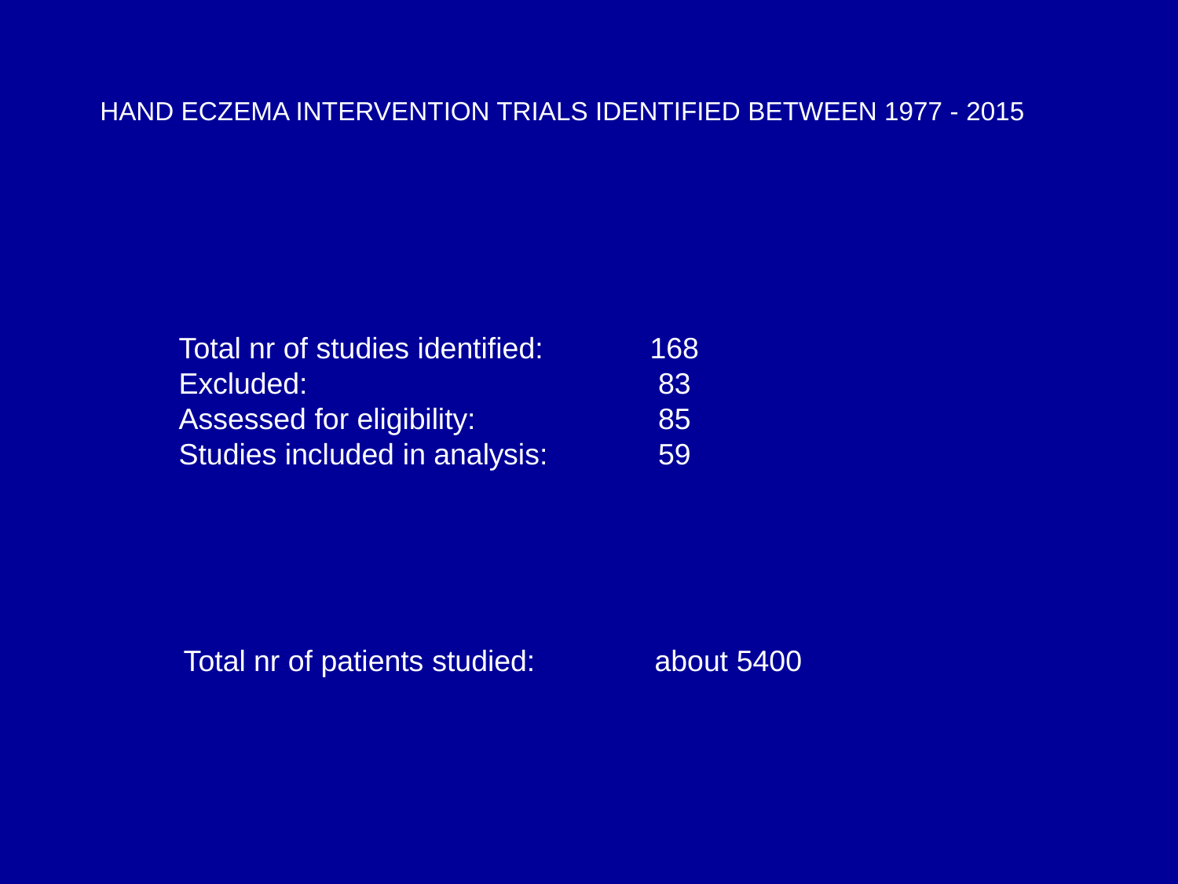# HAND ECZEMA INTERVENTION TRIALS IDENTIFIED BETWEEN 1977 - 2015

| | |
|---|---|
| Total nr of studies identified: | 168 |
| Excluded: | 83 |
| Assessed for eligibility: | 85 |
| Studies included in analysis: | 59 |

Total nr of patients studied: about 5400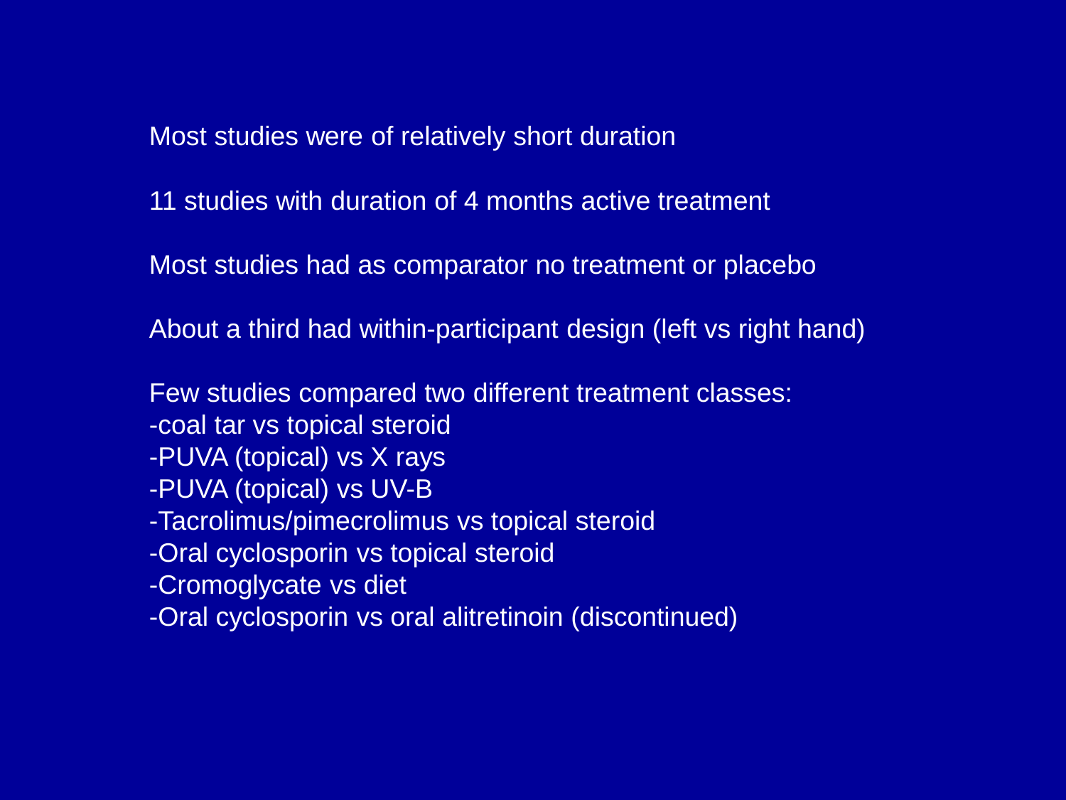Most studies were of relatively short duration

11 studies with duration of 4 months active treatment

Most studies had as comparator no treatment or placebo

About a third had within-participant design (left vs right hand)

Few studies compared two different treatment classes:

- coal tar vs topical steroid
- PUVA (topical) vs X rays
- PUVA (topical) vs UV-B
- Tacrolimus/pimecrolimus vs topical steroid
- Oral cyclosporin vs topical steroid
- Cromoglycate vs diet
- Oral cyclosporin vs oral alitretinoin (discontinued)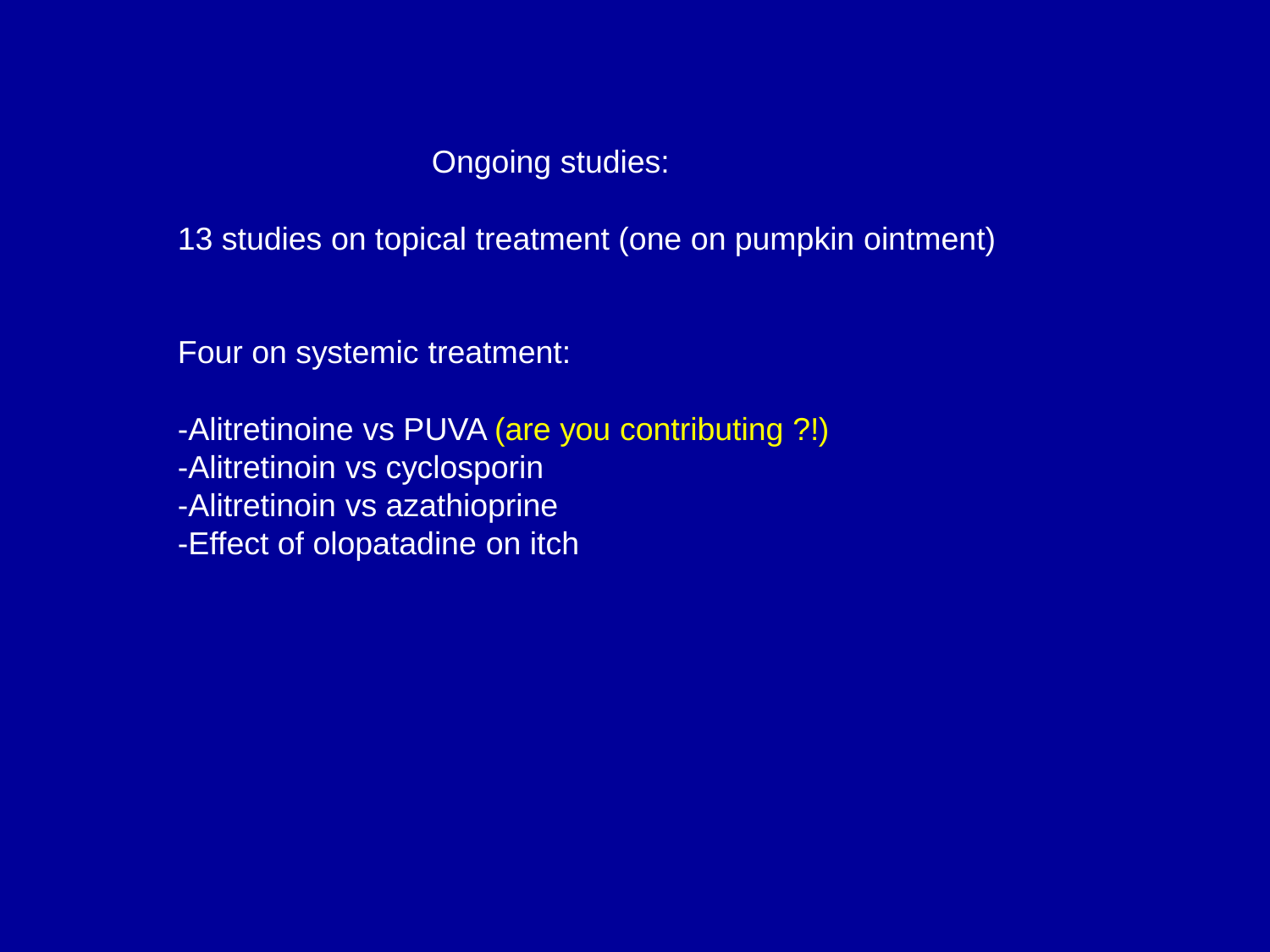## Ongoing studies:

13 studies on topical treatment (one on pumpkin ointment)

Four on systemic treatment:

-Alitretinoine vs PUVA (are you contributing ?!)
-Alitretinoin vs cyclosporin
-Alitretinoin vs azathioprine
-Effect of olopatadine on itch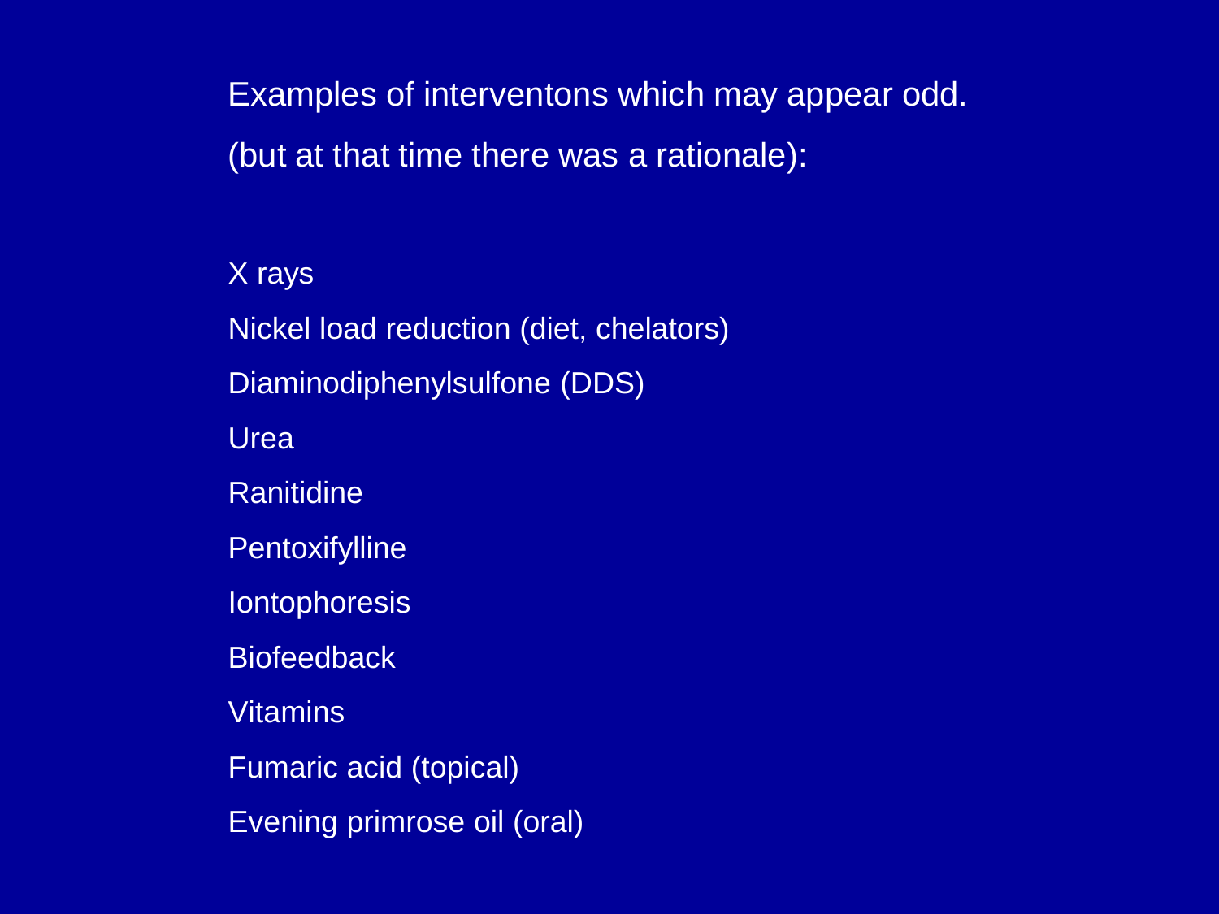Examples of interventons which may appear odd.

(but at that time there was a rationale):

X rays

Nickel load reduction (diet, chelators)

Diaminodiphenylsulfone (DDS)

Urea

Ranitidine

Pentoxifylline

Iontophoresis

Biofeedback

Vitamins

Fumaric acid (topical)

Evening primrose oil (oral)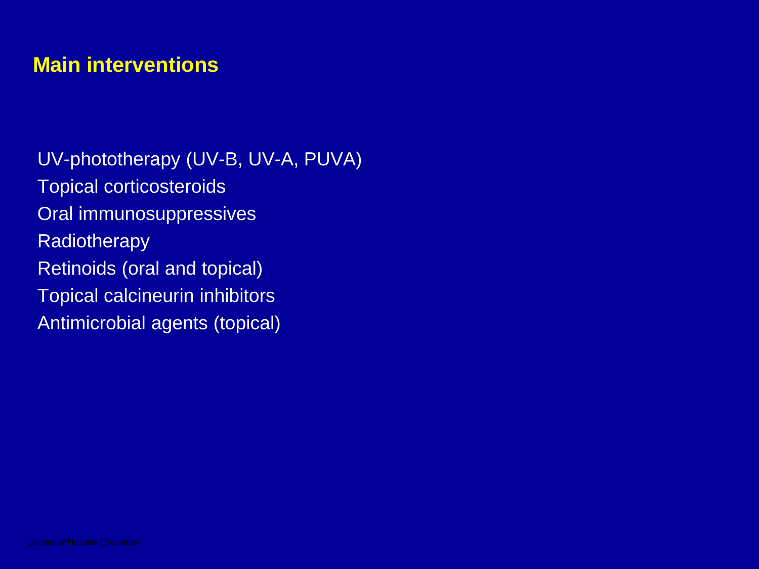## Main interventions

UV-phototherapy (UV-B, UV-A, PUVA)
Topical corticosteroids
Oral immunosuppressives
Radiotherapy
Retinoids (oral and topical)
Topical calcineurin inhibitors
Antimicrobial agents (topical)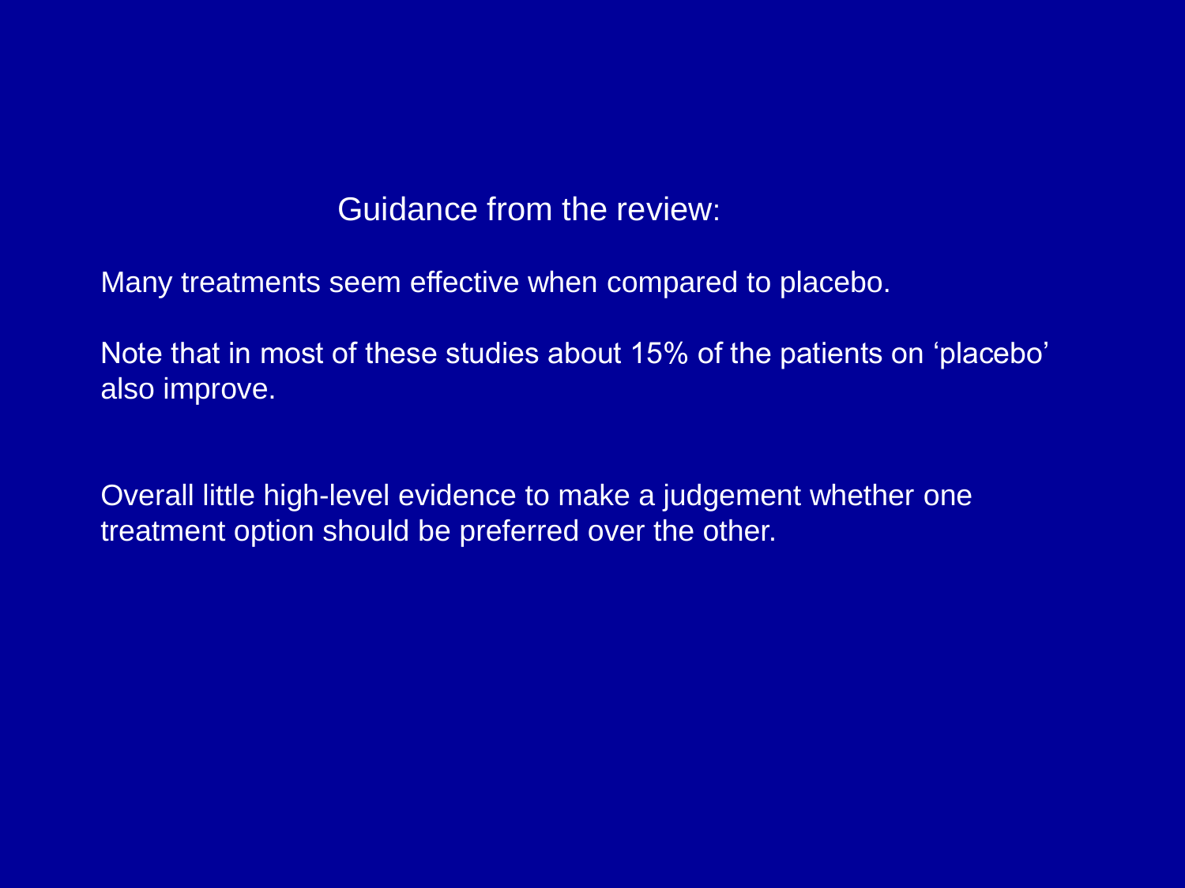## Guidance from the review:

Many treatments seem effective when compared to placebo.

Note that in most of these studies about 15% of the patients on ‘placebo’ also improve.

Overall little high-level evidence to make a judgement whether one treatment option should be preferred over the other.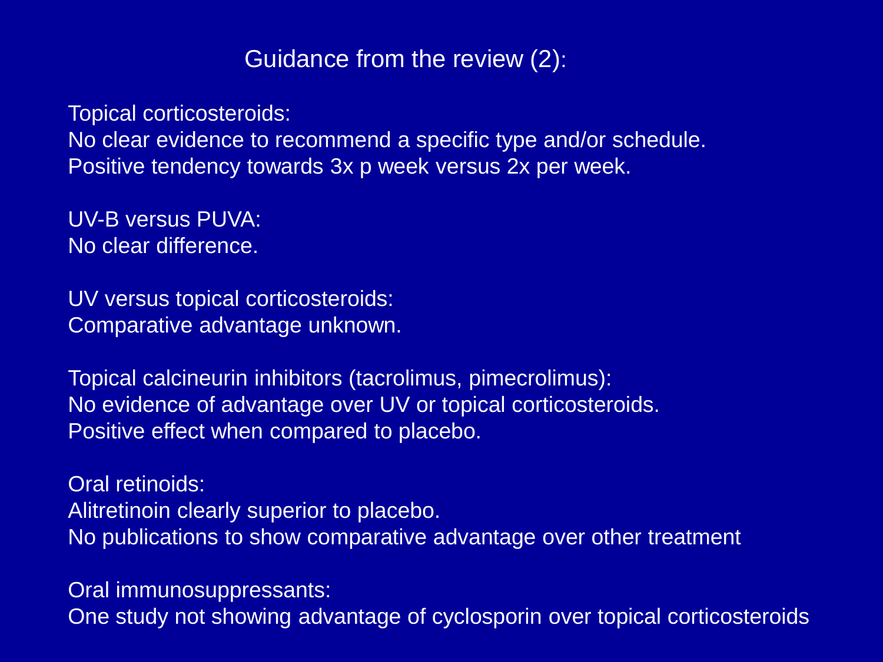# Guidance from the review (2):

Topical corticosteroids:
No clear evidence to recommend a specific type and/or schedule.
Positive tendency towards 3x p week versus 2x per week.

UV-B versus PUVA:
No clear difference.

UV versus topical corticosteroids:
Comparative advantage unknown.

Topical calcineurin inhibitors (tacrolimus, pimecrolimus):
No evidence of advantage over UV or topical corticosteroids.
Positive effect when compared to placebo.

Oral retinoids:
Alitretinoin clearly superior to placebo.
No publications to show comparative advantage over other treatment

Oral immunosuppressants:
One study not showing advantage of cyclosporin over topical corticosteroids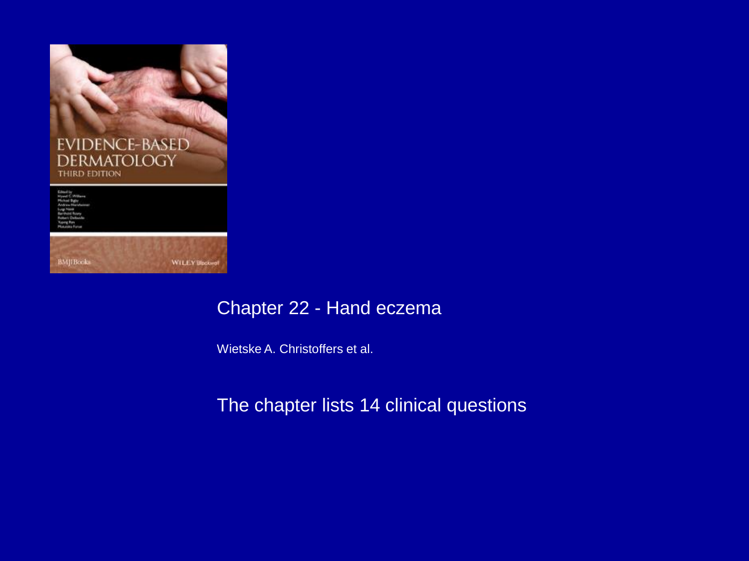Chapter 22 - Hand eczema

Wietske A. Christoffers et al.

The chapter lists 14 clinical questions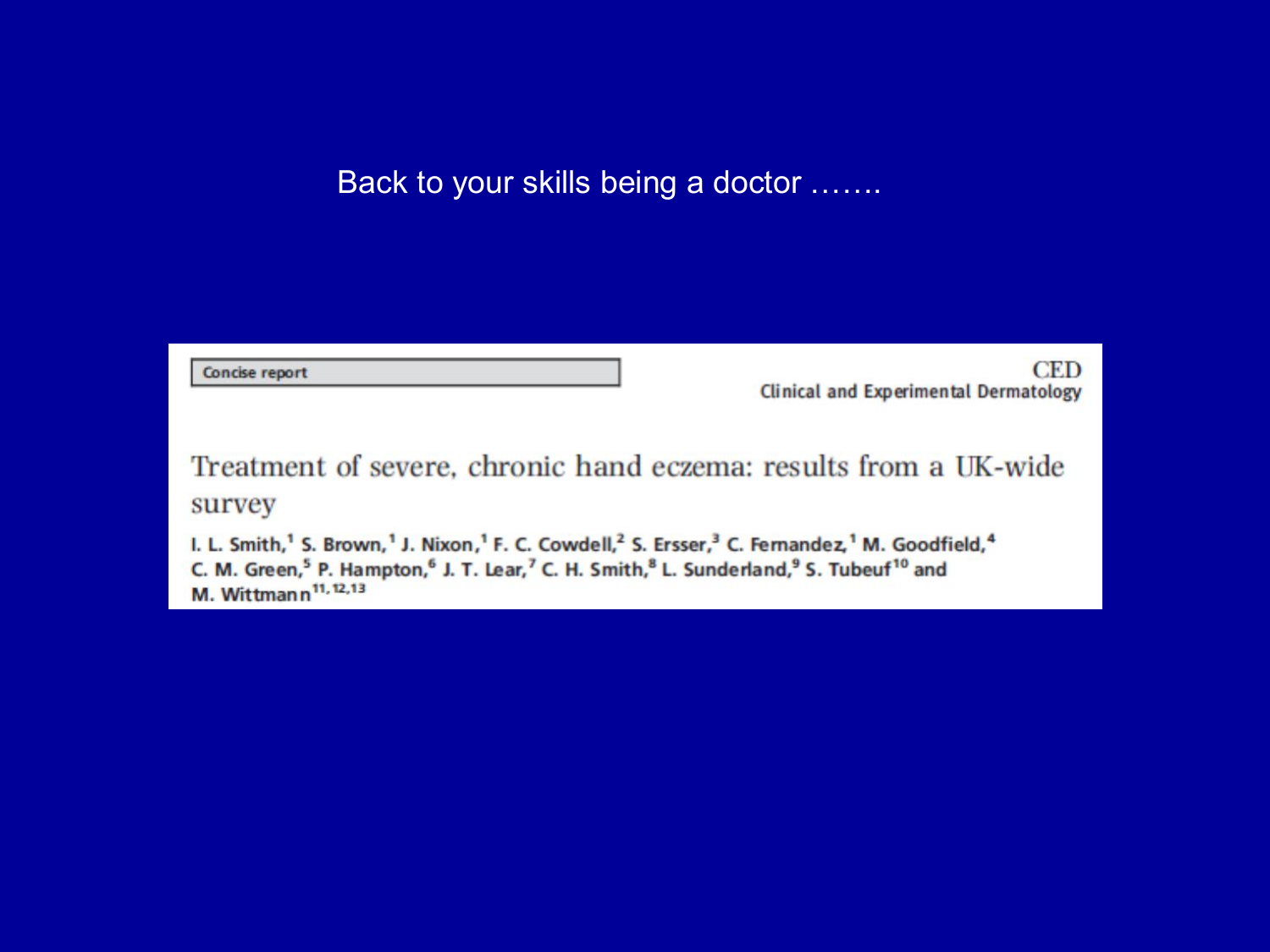Back to your skills being a doctor …….

Concise report

**CED**
**Clinical and Experimental Dermatology**

# Treatment of severe, chronic hand eczema: results from a UK-wide survey

I. L. Smith,[1] S. Brown,[1] J. Nixon,[1] F. C. Cowdell,[2] S. Ersser,[3] C. Fernandez,[1] M. Goodfield,[4] C. M. Green,[5] P. Hampton,[6] J. T. Lear,[7] C. H. Smith,[8] L. Sunderland,[9] S. Tubeuf[10] and M. Wittmann[11,12,13]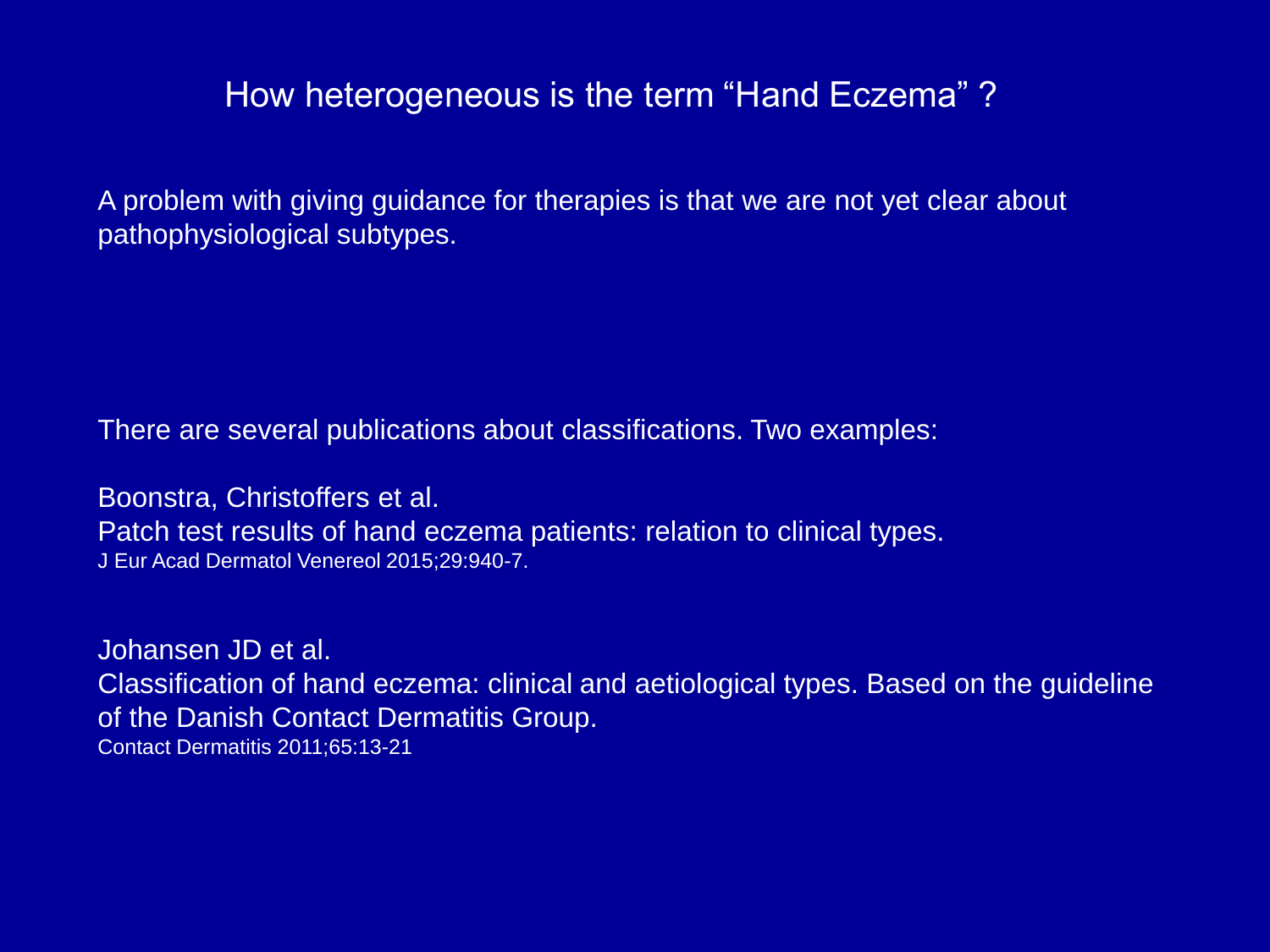# How heterogeneous is the term "Hand Eczema" ?

A problem with giving guidance for therapies is that we are not yet clear about pathophysiological subtypes.

There are several publications about classifications. Two examples:

Boonstra, Christoffers et al.
Patch test results of hand eczema patients: relation to clinical types.
J Eur Acad Dermatol Venereol 2015;29:940-7.

Johansen JD et al.
Classification of hand eczema: clinical and aetiological types. Based on the guideline of the Danish Contact Dermatitis Group.
Contact Dermatitis 2011;65:13-21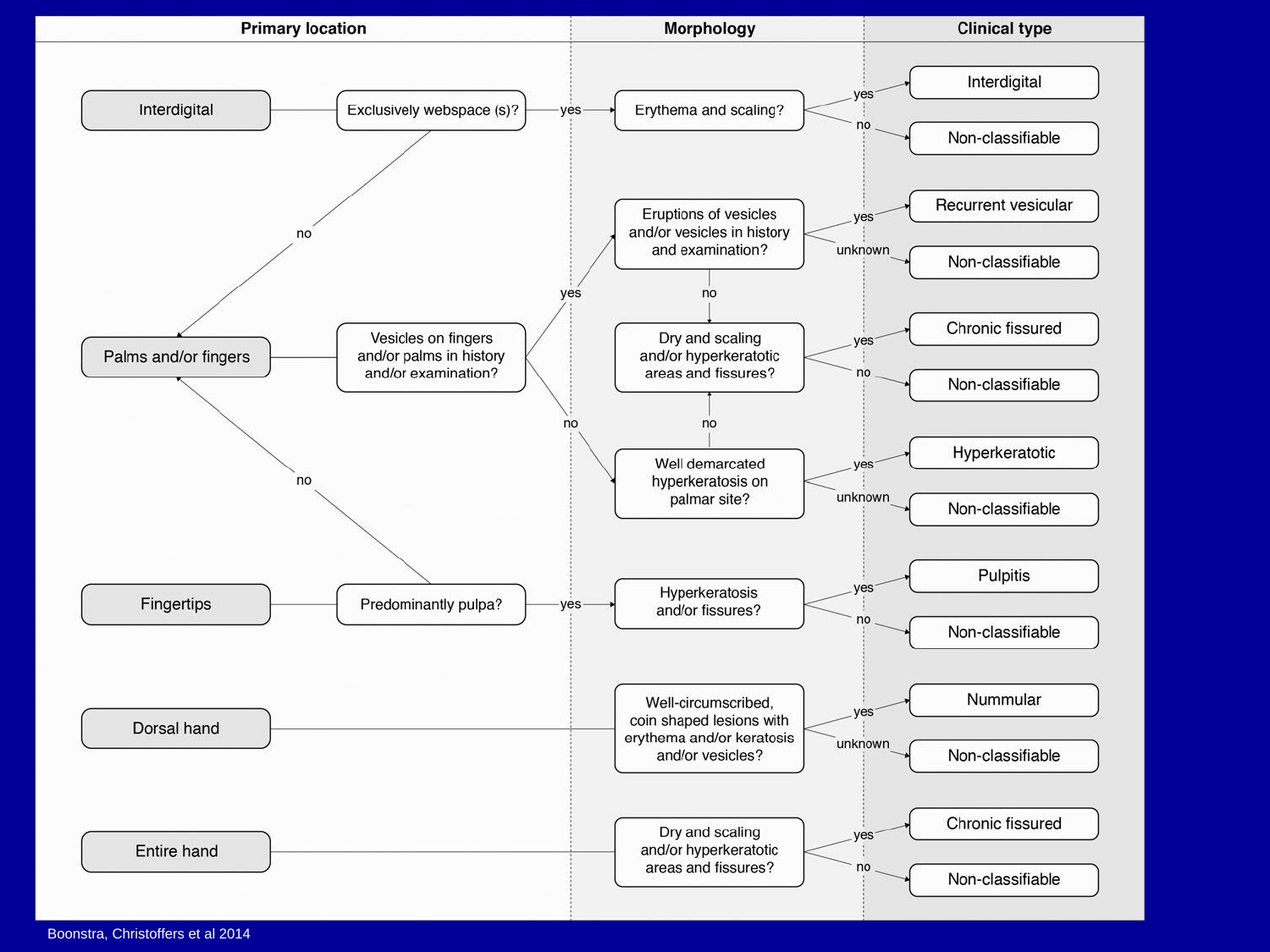| Primary location | | Morphology | Clinical type |
|---|---|---|---|
| Interdigital | Exclusively webspace (s)? — yes → ; no → Palms and/or fingers | Erythema and scaling? | yes → Interdigital; no → Non-classifiable |
| Palms and/or fingers | Vesicles on fingers and/or palms in history and/or examination? — yes → Eruptions of vesicles…; no → Well demarcated hyperkeratosis… | Eruptions of vesicles and/or vesicles in history and examination? (no → Dry and scaling…) | yes → Recurrent vesicular; unknown → Non-classifiable |
| | | Dry and scaling and/or hyperkeratotic areas and fissures? | yes → Chronic fissured; no → Non-classifiable |
| | | Well demarcated hyperkeratosis on palmar site? (no → Dry and scaling…) | yes → Hyperkeratotic; unknown → Non-classifiable |
| Fingertips | Predominantly pulpa? — yes → ; no → Palms and/or fingers | Hyperkeratosis and/or fissures? | yes → Pulpitis; no → Non-classifiable |
| Dorsal hand | | Well-circumscribed, coin shaped lesions with erythema and/or keratosis and/or vesicles? | yes → Nummular; unknown → Non-classifiable |
| Entire hand | | Dry and scaling and/or hyperkeratotic areas and fissures? | yes → Chronic fissured; no → Non-classifiable |

Boonstra, Christoffers et al 2014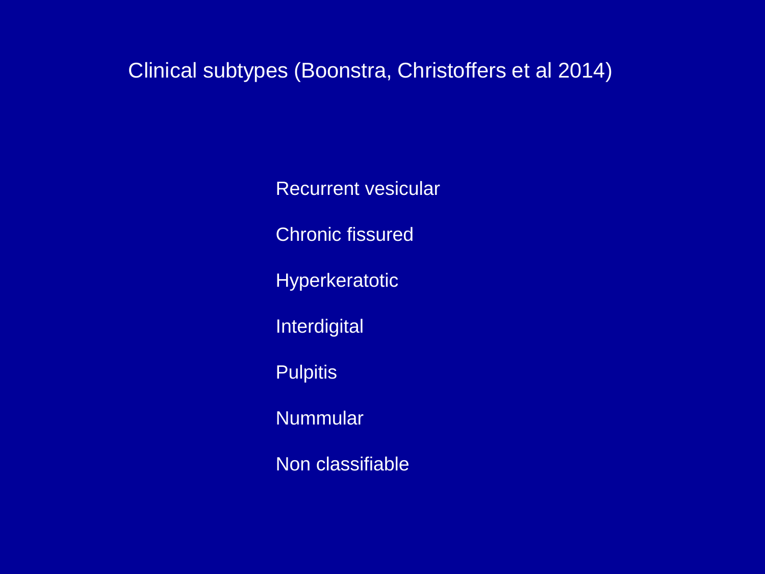## Clinical subtypes (Boonstra, Christoffers et al 2014)

Recurrent vesicular

Chronic fissured

Hyperkeratotic

Interdigital

Pulpitis

Nummular

Non classifiable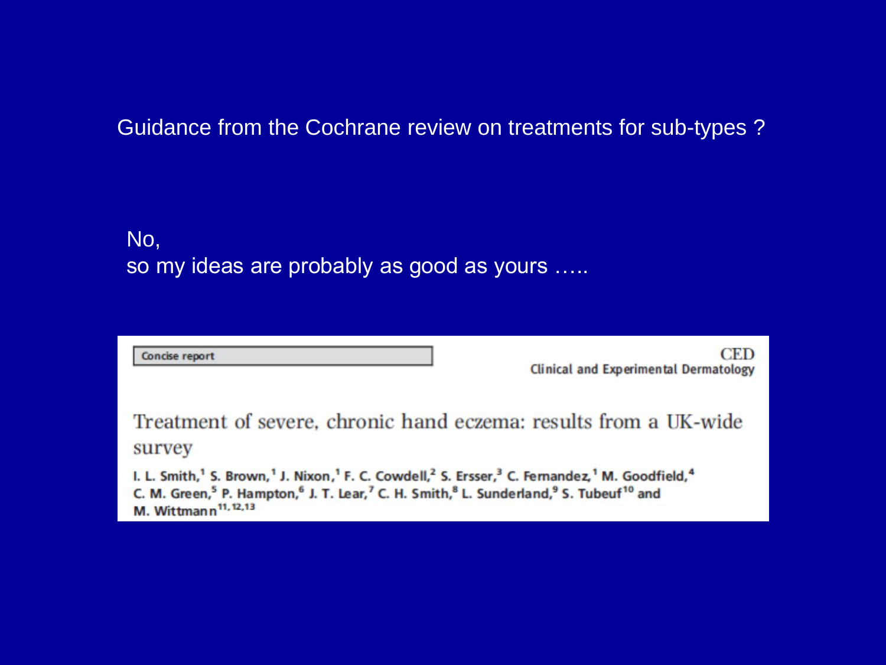Guidance from the Cochrane review on treatments for sub-types ?

No,
so my ideas are probably as good as yours …..

Concise report

CED
Clinical and Experimental Dermatology

Treatment of severe, chronic hand eczema: results from a UK-wide survey

I. L. Smith,[1] S. Brown,[1] J. Nixon,[1] F. C. Cowdell,[2] S. Ersser,[3] C. Fernandez,[1] M. Goodfield,[4] C. M. Green,[5] P. Hampton,[6] J. T. Lear,[7] C. H. Smith,[8] L. Sunderland,[9] S. Tubeuf[10] and M. Wittmann[11,12,13]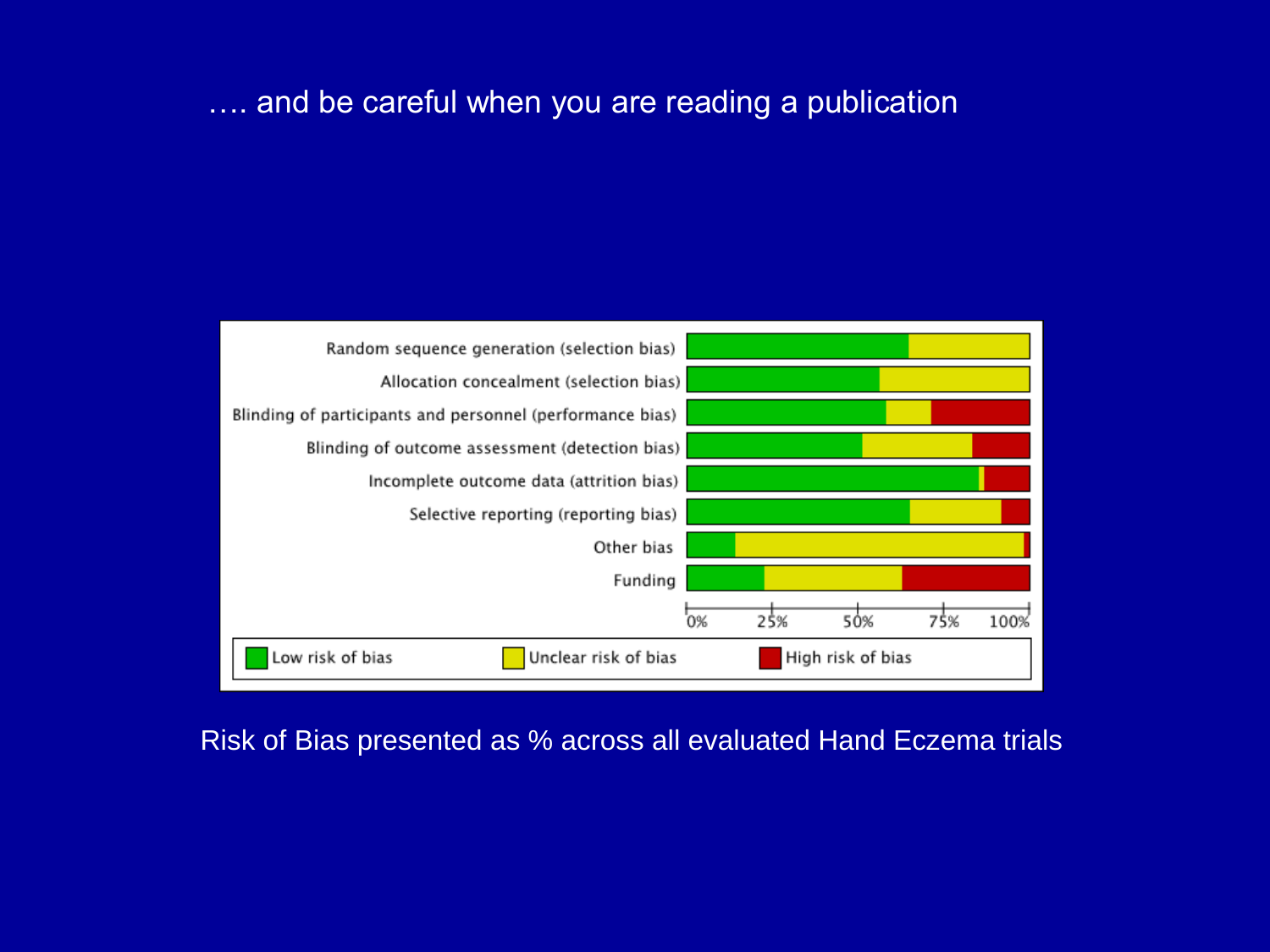…. and be careful when you are reading a publication

Random sequence generation (selection bias)

Allocation concealment (selection bias)

Blinding of participants and personnel (performance bias)

Blinding of outcome assessment (detection bias)

Incomplete outcome data (attrition bias)

Selective reporting (reporting bias)

Other bias

Funding

0% 25% 50% 75% 100%

Low risk of bias | Unclear risk of bias | High risk of bias

Risk of Bias presented as % across all evaluated Hand Eczema trials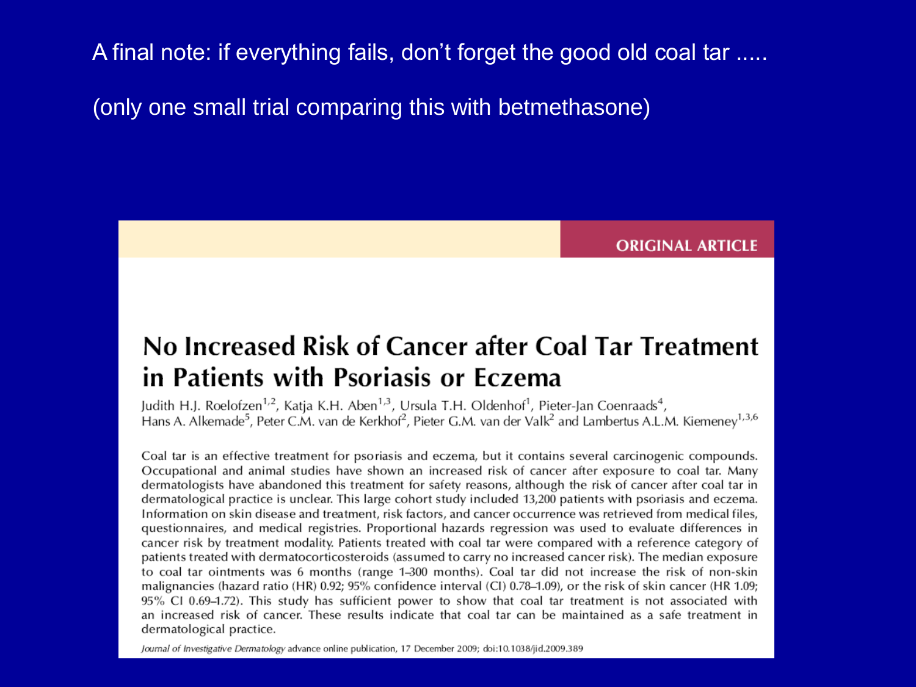A final note: if everything fails, don't forget the good old coal tar .....

(only one small trial comparing this with betmethasone)

**ORIGINAL ARTICLE**

# No Increased Risk of Cancer after Coal Tar Treatment in Patients with Psoriasis or Eczema

Judith H.J. Roelofzen[1,2], Katja K.H. Aben[1,3], Ursula T.H. Oldenhof[1], Pieter-Jan Coenraads[4], Hans A. Alkemade[5], Peter C.M. van de Kerkhof[2], Pieter G.M. van der Valk[2] and Lambertus A.L.M. Kiemeney[1,3,6]

Coal tar is an effective treatment for psoriasis and eczema, but it contains several carcinogenic compounds. Occupational and animal studies have shown an increased risk of cancer after exposure to coal tar. Many dermatologists have abandoned this treatment for safety reasons, although the risk of cancer after coal tar in dermatological practice is unclear. This large cohort study included 13,200 patients with psoriasis and eczema. Information on skin disease and treatment, risk factors, and cancer occurrence was retrieved from medical files, questionnaires, and medical registries. Proportional hazards regression was used to evaluate differences in cancer risk by treatment modality. Patients treated with coal tar were compared with a reference category of patients treated with dermatocorticosteroids (assumed to carry no increased cancer risk). The median exposure to coal tar ointments was 6 months (range 1–300 months). Coal tar did not increase the risk of non-skin malignancies (hazard ratio (HR) 0.92; 95% confidence interval (CI) 0.78–1.09), or the risk of skin cancer (HR 1.09; 95% CI 0.69–1.72). This study has sufficient power to show that coal tar treatment is not associated with an increased risk of cancer. These results indicate that coal tar can be maintained as a safe treatment in dermatological practice.

*Journal of Investigative Dermatology* advance online publication, 17 December 2009; doi:10.1038/jid.2009.389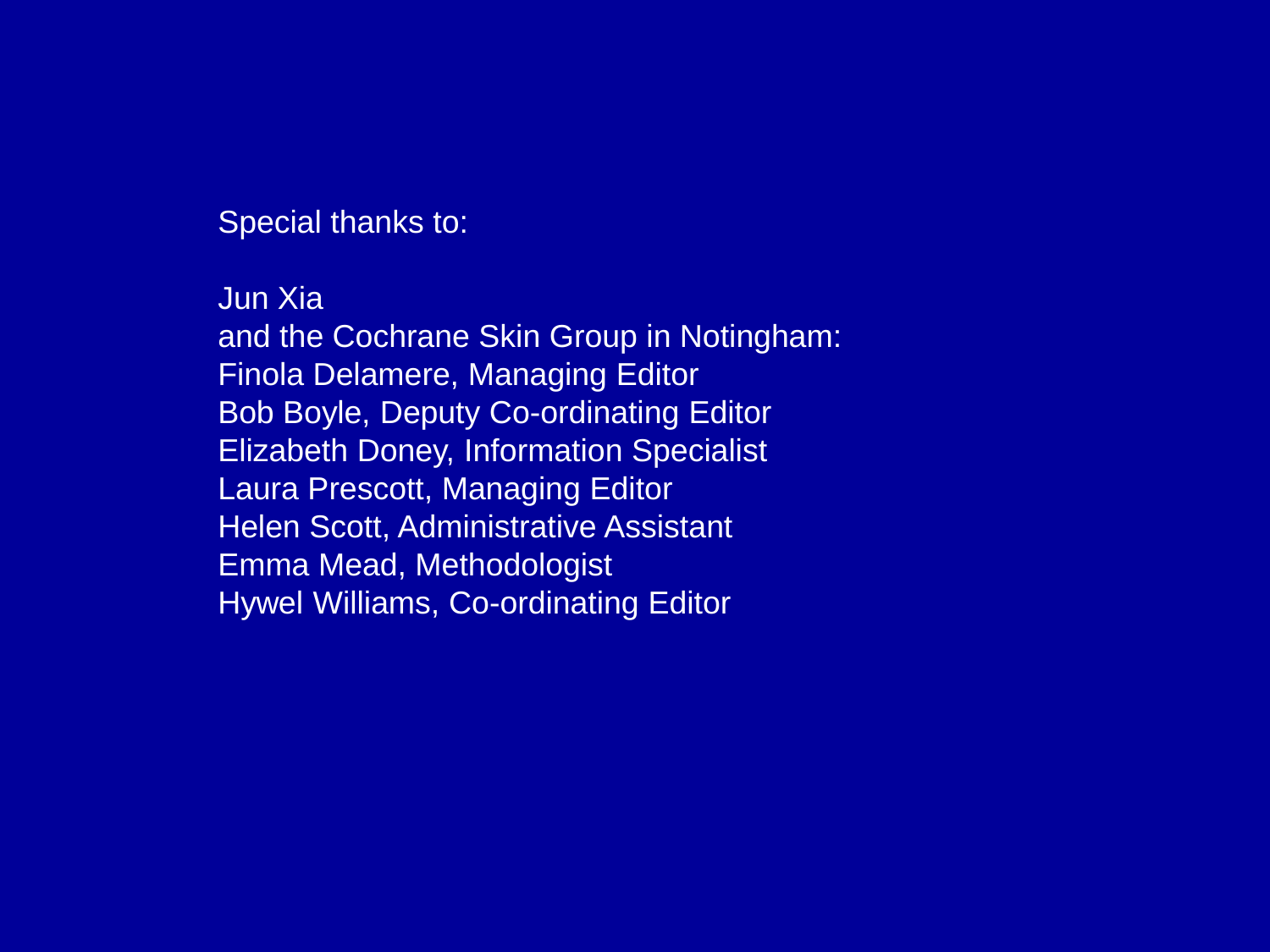Special thanks to:

Jun Xia
and the Cochrane Skin Group in Notingham:
Finola Delamere, Managing Editor
Bob Boyle, Deputy Co-ordinating Editor
Elizabeth Doney, Information Specialist
Laura Prescott, Managing Editor
Helen Scott, Administrative Assistant
Emma Mead, Methodologist
Hywel Williams, Co-ordinating Editor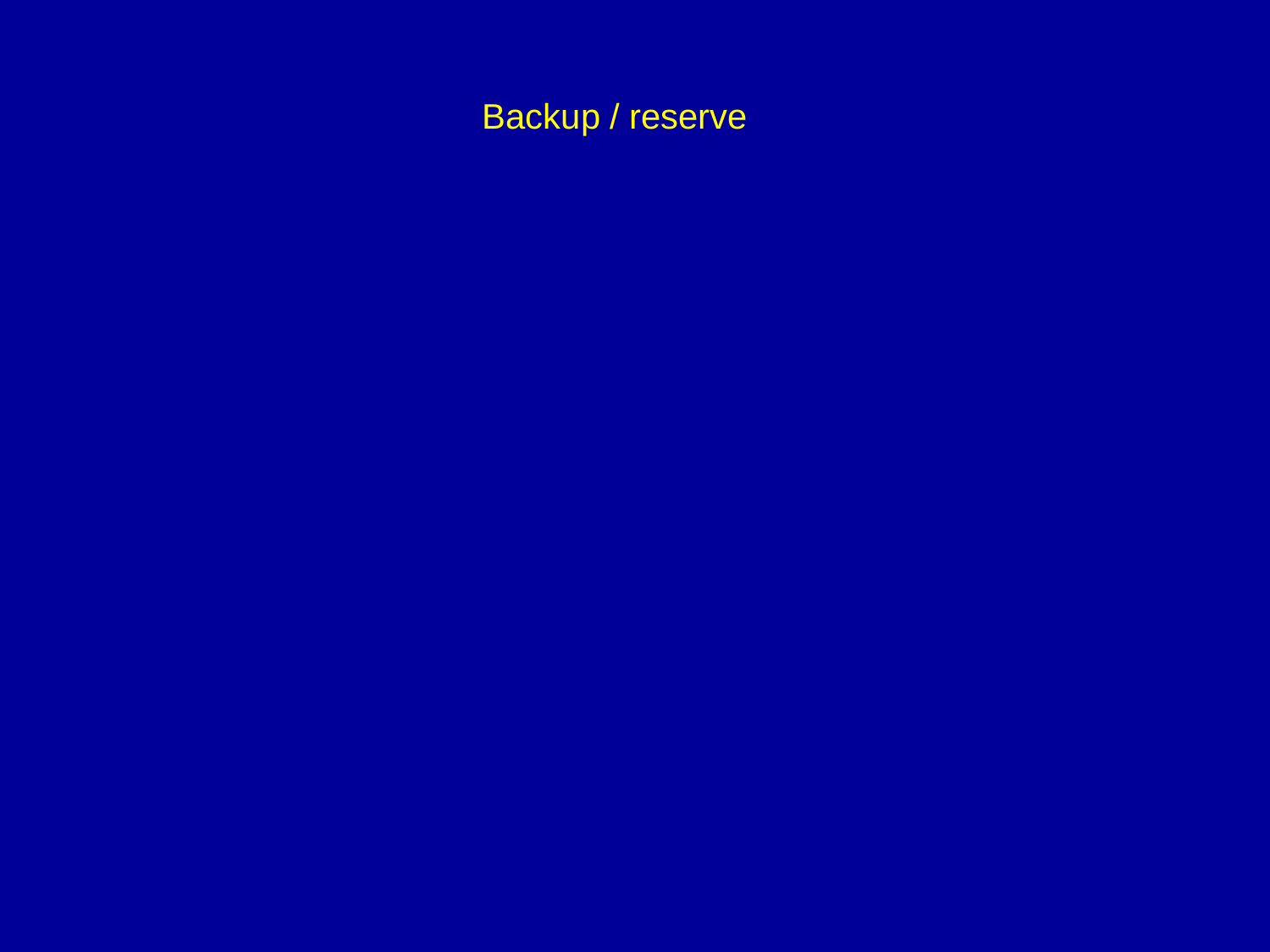# Backup / reserve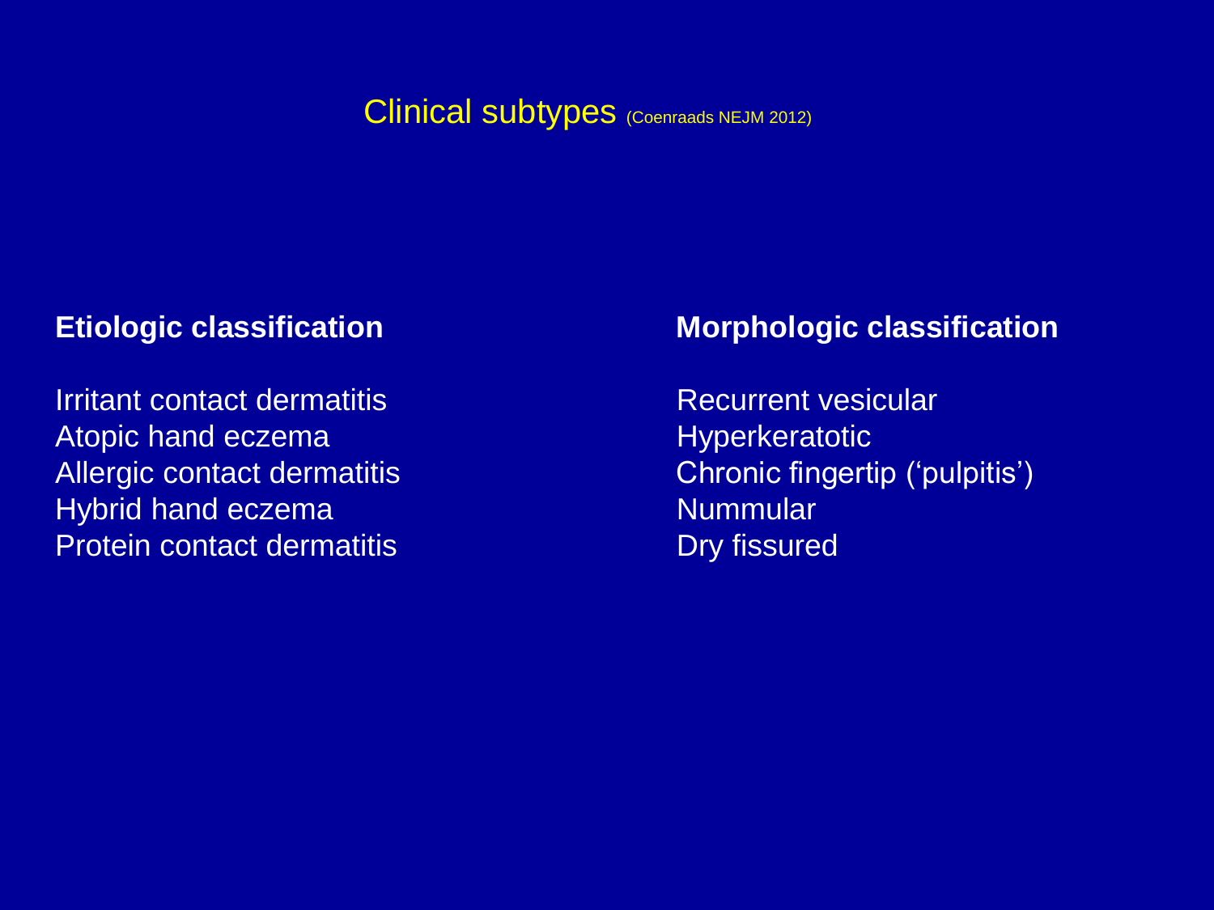# Clinical subtypes (Coenraads NEJM 2012)

**Etiologic classification**

Irritant contact dermatitis
Atopic hand eczema
Allergic contact dermatitis
Hybrid hand eczema
Protein contact dermatitis

**Morphologic classification**

Recurrent vesicular
Hyperkeratotic
Chronic fingertip ('pulpitis')
Nummular
Dry fissured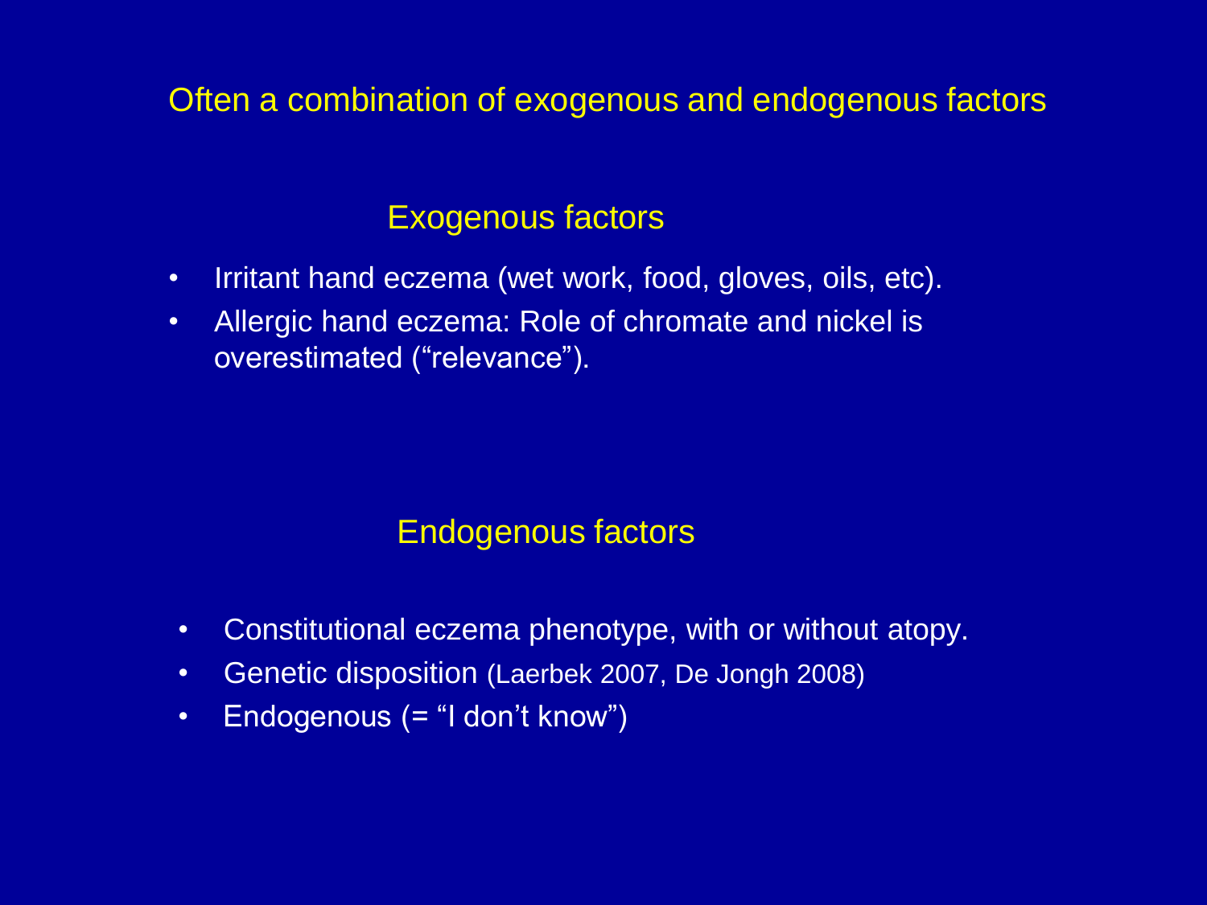# Often a combination of exogenous and endogenous factors

## Exogenous factors

- Irritant hand eczema (wet work, food, gloves, oils, etc).
- Allergic hand eczema: Role of chromate and nickel is overestimated ("relevance").

## Endogenous factors

- Constitutional eczema phenotype, with or without atopy.
- Genetic disposition (Laerbek 2007, De Jongh 2008)
- Endogenous (= "I don't know")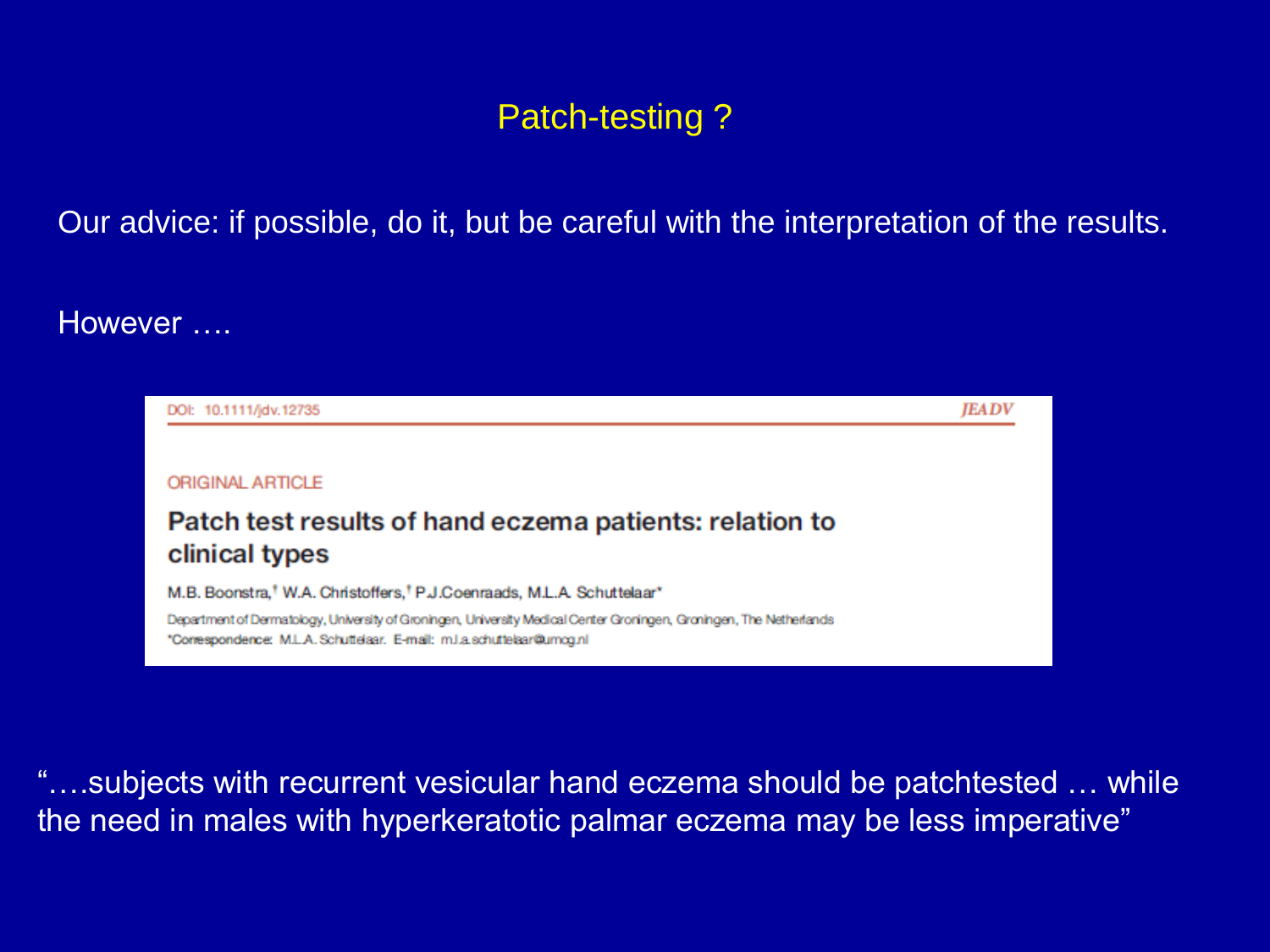# Patch-testing ?

Our advice: if possible, do it, but be careful with the interpretation of the results.

However ….

DOI: 10.1111/jdv.12735 *JEADV*

ORIGINAL ARTICLE

## Patch test results of hand eczema patients: relation to clinical types

M.B. Boonstra,[†] W.A. Christoffers,[†] P.J.Coenraads, M.L.A. Schuttelaar[*]

Department of Dermatology, University of Groningen, University Medical Center Groningen, Groningen, The Netherlands

*Correspondence: M.L.A. Schuttelaar. E-mail: m.l.a.schuttelaar@umcg.nl

"….subjects with recurrent vesicular hand eczema should be patchtested … while the need in males with hyperkeratotic palmar eczema may be less imperative"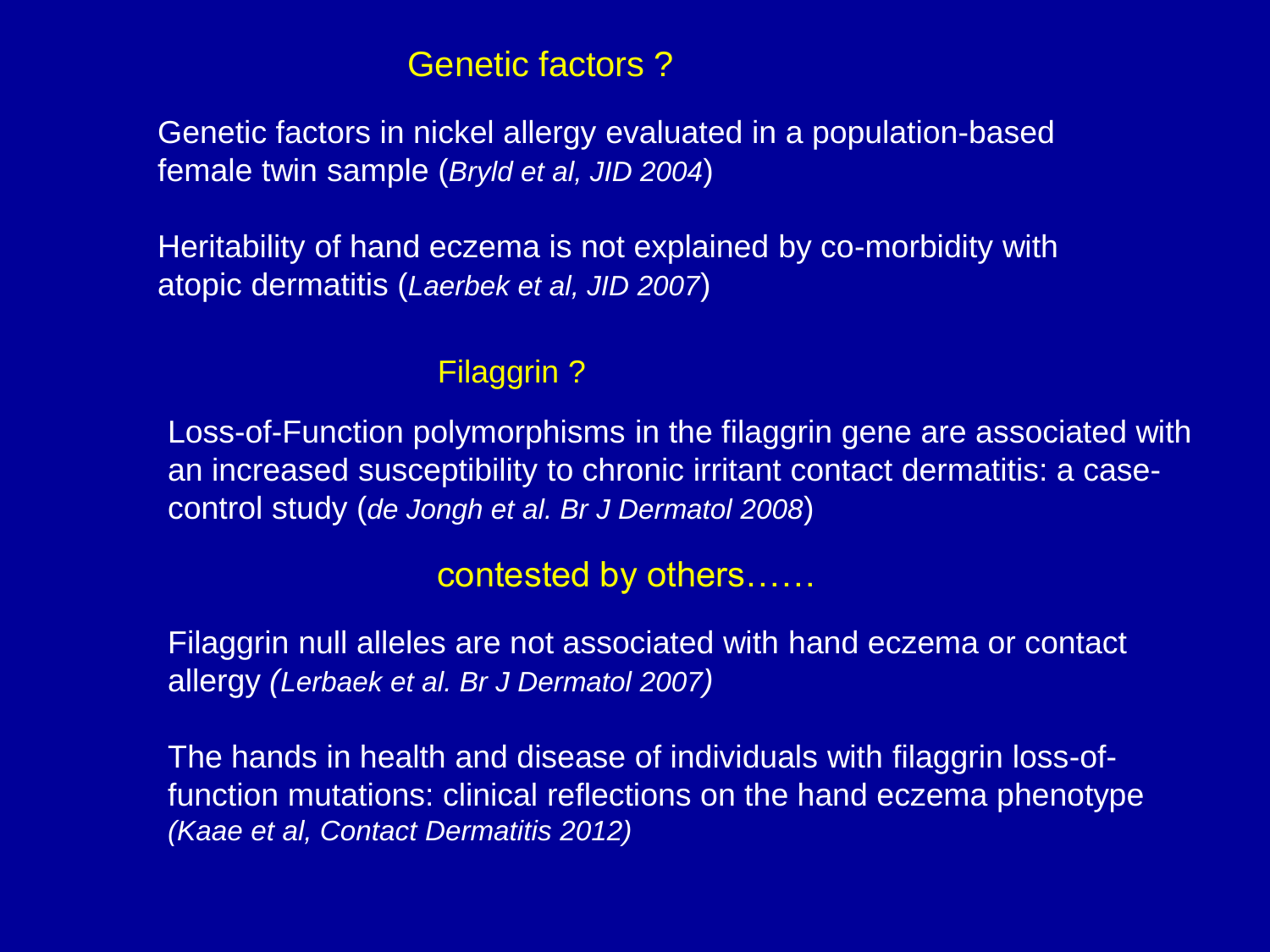## Genetic factors ?

Genetic factors in nickel allergy evaluated in a population-based female twin sample (*Bryld et al, JID 2004*)

Heritability of hand eczema is not explained by co-morbidity with atopic dermatitis (*Laerbek et al, JID 2007*)

## Filaggrin ?

Loss-of-Function polymorphisms in the filaggrin gene are associated with an increased susceptibility to chronic irritant contact dermatitis: a case-control study (*de Jongh et al. Br J Dermatol 2008*)

## contested by others……

Filaggrin null alleles are not associated with hand eczema or contact allergy *(Lerbaek et al. Br J Dermatol 2007)*

The hands in health and disease of individuals with filaggrin loss-of-function mutations: clinical reflections on the hand eczema phenotype *(Kaae et al, Contact Dermatitis 2012)*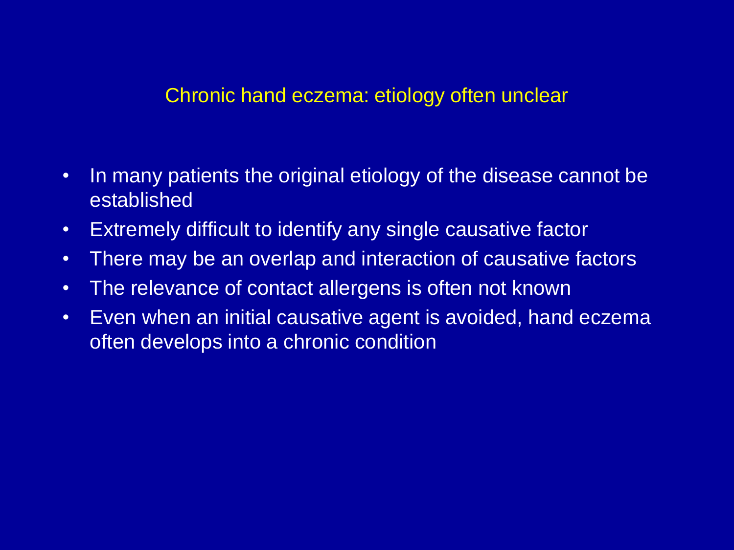## Chronic hand eczema: etiology often unclear

- In many patients the original etiology of the disease cannot be established
- Extremely difficult to identify any single causative factor
- There may be an overlap and interaction of causative factors
- The relevance of contact allergens is often not known
- Even when an initial causative agent is avoided, hand eczema often develops into a chronic condition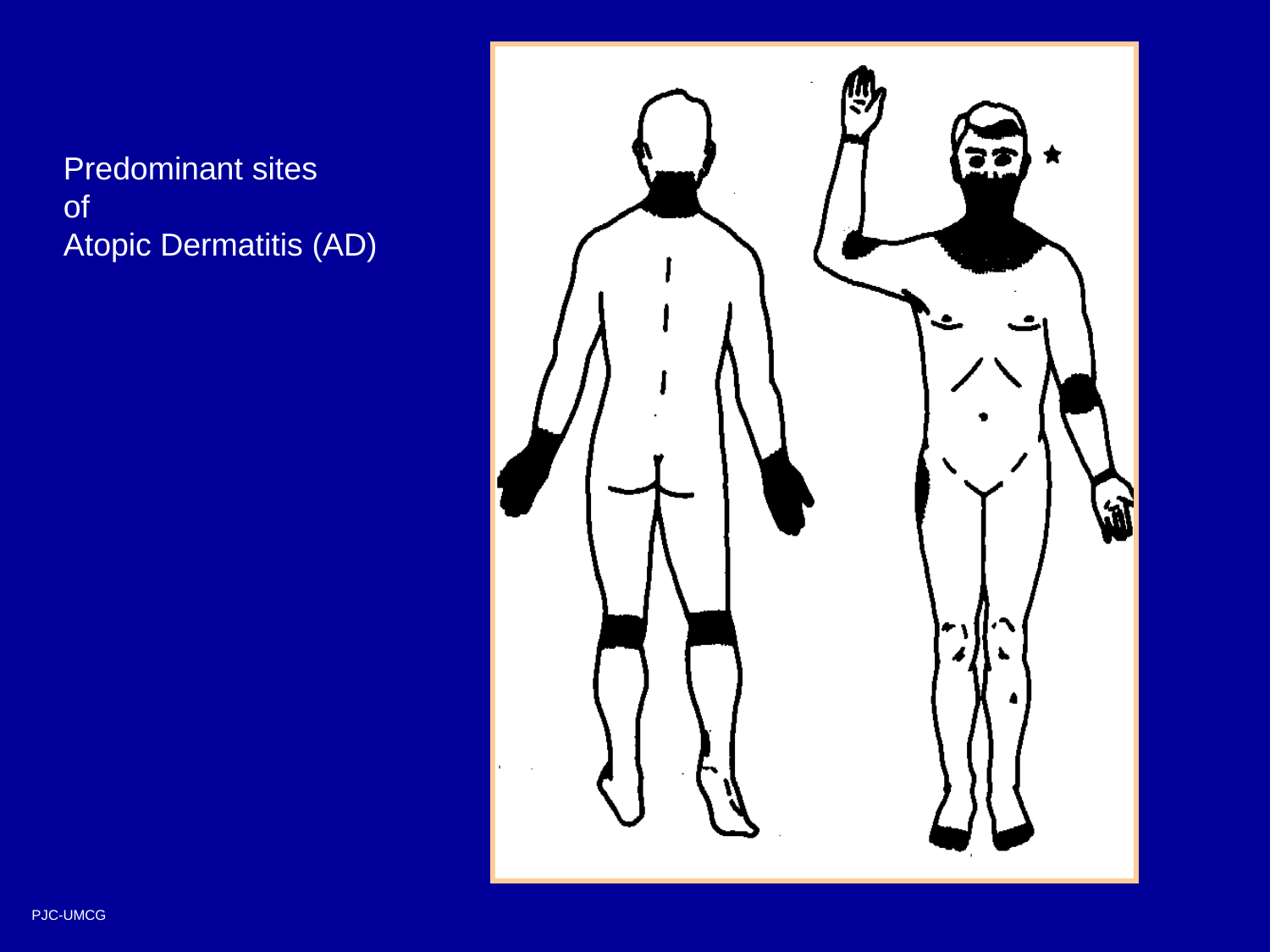Predominant sites
of
Atopic Dermatitis (AD)